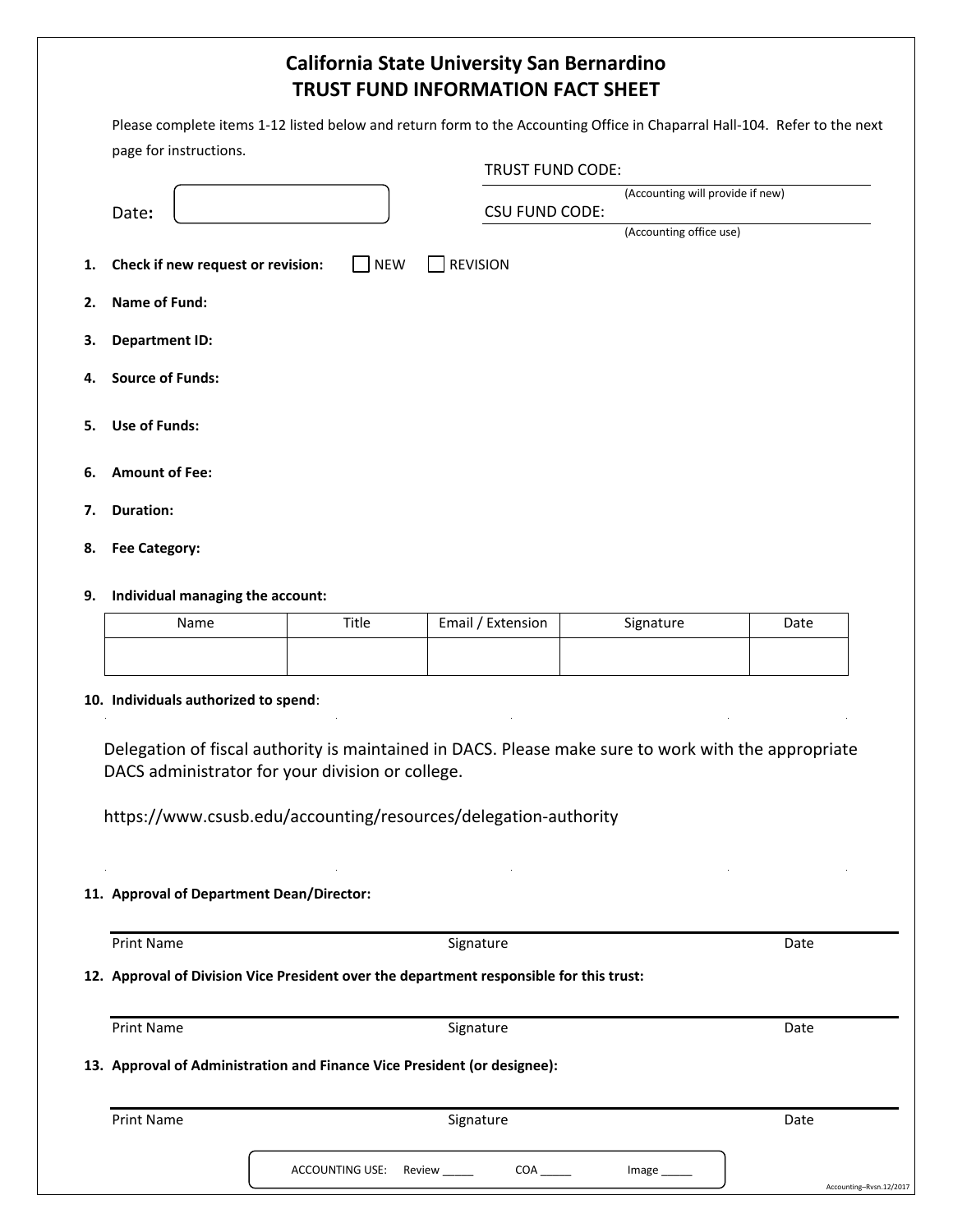# California State University San Bernardino
## TRUST FUND INFORMATION FACT SHEET

Please complete items 1-12 listed below and return form to the Accounting Office in Chaparral Hall-104. Refer to the next page for instructions.

TRUST FUND CODE: ____________________
(Accounting will provide if new)

Date: ____________________

CSU FUND CODE: ____________________
(Accounting office use)

1. **Check if new request or revision:** ☐ NEW ☐ REVISION
2. **Name of Fund:**
3. **Department ID:**
4. **Source of Funds:**
5. **Use of Funds:**
6. **Amount of Fee:**
7. **Duration:**
8. **Fee Category:**
9. **Individual managing the account:**

| Name | Title | Email / Extension | Signature | Date |
|---|---|---|---|---|
| | | | | |

10. **Individuals authorized to spend**:

Delegation of fiscal authority is maintained in DACS. Please make sure to work with the appropriate DACS administrator for your division or college.

https://www.csusb.edu/accounting/resources/delegation-authority

11. **Approval of Department Dean/Director:**

Print Name ____________________ Signature ____________________ Date ____________________

12. **Approval of Division Vice President over the department responsible for this trust:**

Print Name ____________________ Signature ____________________ Date ____________________

13. **Approval of Administration and Finance Vice President (or designee):**

Print Name ____________________ Signature ____________________ Date ____________________

ACCOUNTING USE: Review _____ COA _____ Image _____

Accounting–Rvsn.12/2017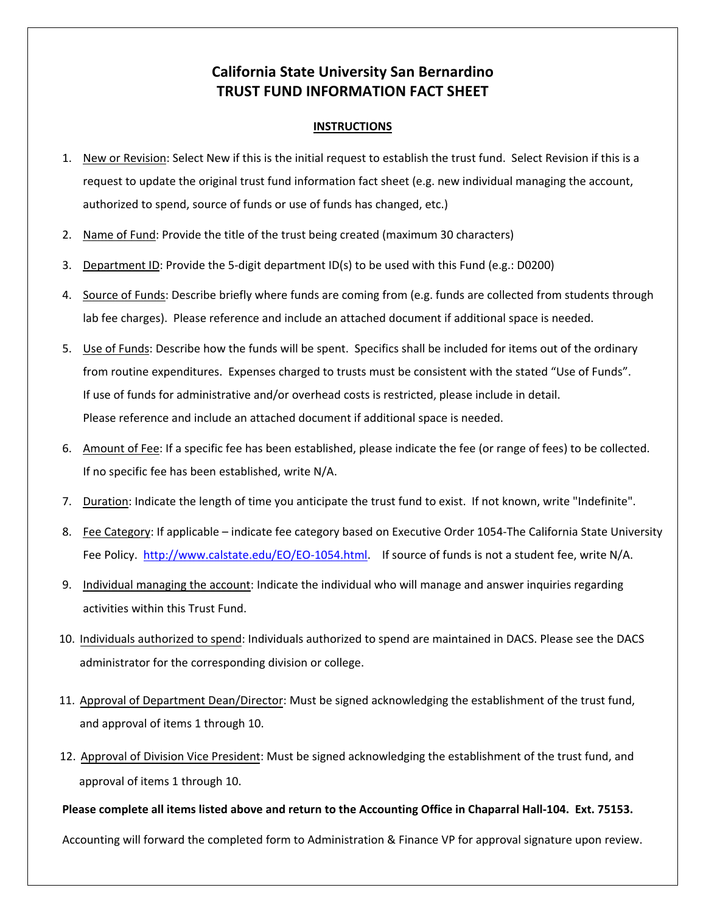# California State University San Bernardino
# TRUST FUND INFORMATION FACT SHEET

**INSTRUCTIONS**

1. New or Revision: Select New if this is the initial request to establish the trust fund. Select Revision if this is a request to update the original trust fund information fact sheet (e.g. new individual managing the account, authorized to spend, source of funds or use of funds has changed, etc.)
2. Name of Fund: Provide the title of the trust being created (maximum 30 characters)
3. Department ID: Provide the 5-digit department ID(s) to be used with this Fund (e.g.: D0200)
4. Source of Funds: Describe briefly where funds are coming from (e.g. funds are collected from students through lab fee charges). Please reference and include an attached document if additional space is needed.
5. Use of Funds: Describe how the funds will be spent. Specifics shall be included for items out of the ordinary from routine expenditures. Expenses charged to trusts must be consistent with the stated "Use of Funds". If use of funds for administrative and/or overhead costs is restricted, please include in detail. Please reference and include an attached document if additional space is needed.
6. Amount of Fee: If a specific fee has been established, please indicate the fee (or range of fees) to be collected. If no specific fee has been established, write N/A.
7. Duration: Indicate the length of time you anticipate the trust fund to exist. If not known, write "Indefinite".
8. Fee Category: If applicable – indicate fee category based on Executive Order 1054-The California State University Fee Policy. http://www.calstate.edu/EO/EO-1054.html. If source of funds is not a student fee, write N/A.
9. Individual managing the account: Indicate the individual who will manage and answer inquiries regarding activities within this Trust Fund.
10. Individuals authorized to spend: Individuals authorized to spend are maintained in DACS. Please see the DACS administrator for the corresponding division or college.
11. Approval of Department Dean/Director: Must be signed acknowledging the establishment of the trust fund, and approval of items 1 through 10.
12. Approval of Division Vice President: Must be signed acknowledging the establishment of the trust fund, and approval of items 1 through 10.

**Please complete all items listed above and return to the Accounting Office in Chaparral Hall-104. Ext. 75153.**

Accounting will forward the completed form to Administration & Finance VP for approval signature upon review.